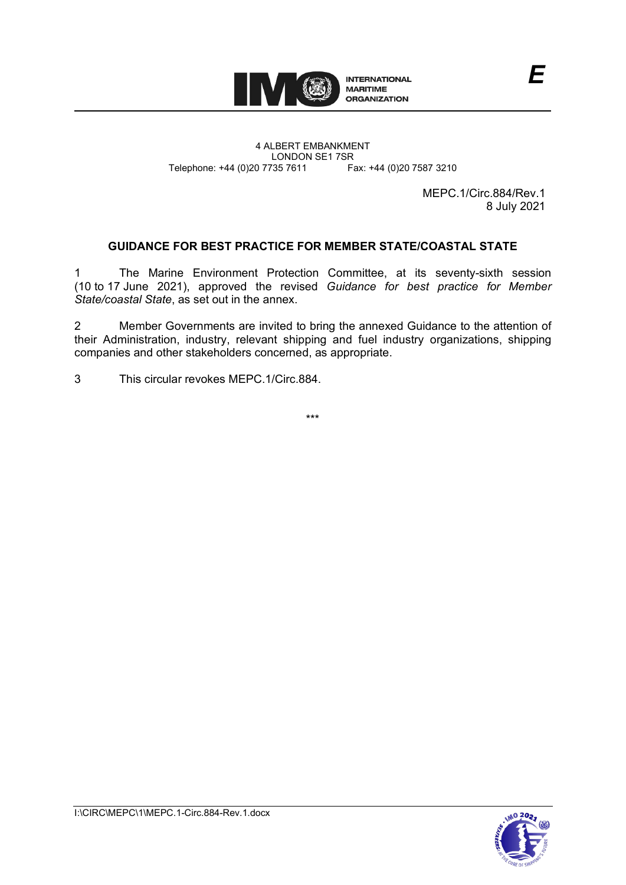E

4 ALBERT EMBANKMENT
LONDON SE1 7SR
Telephone: +44 (0)20 7735 7611 Fax: +44 (0)20 7587 3210

MEPC.1/Circ.884/Rev.1
8 July 2021

## GUIDANCE FOR BEST PRACTICE FOR MEMBER STATE/COASTAL STATE

1 The Marine Environment Protection Committee, at its seventy-sixth session (10 to 17 June 2021), approved the revised *Guidance for best practice for Member State/coastal State*, as set out in the annex.

2 Member Governments are invited to bring the annexed Guidance to the attention of their Administration, industry, relevant shipping and fuel industry organizations, shipping companies and other stakeholders concerned, as appropriate.

3 This circular revokes MEPC.1/Circ.884.

\*\*\*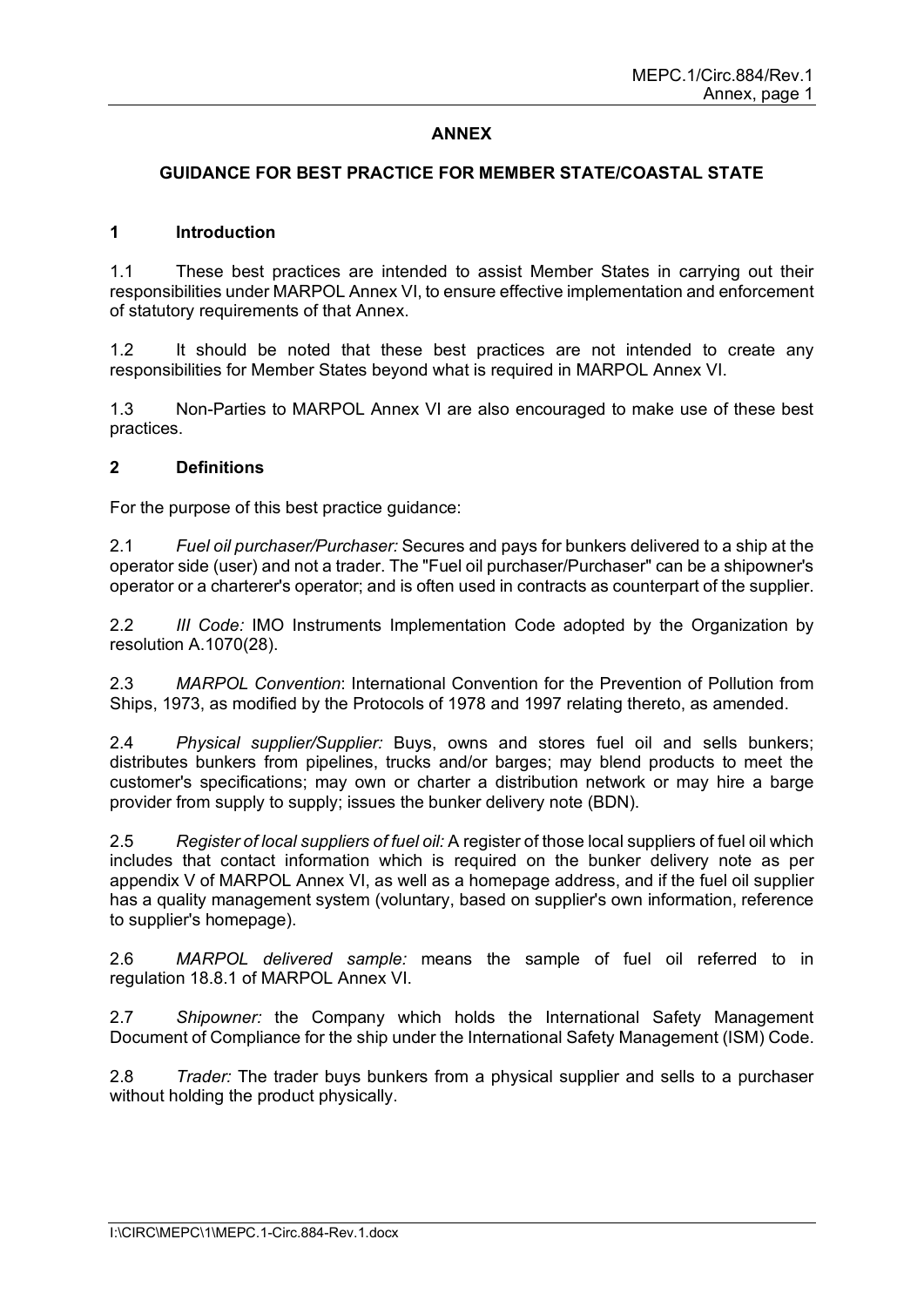# ANNEX

## GUIDANCE FOR BEST PRACTICE FOR MEMBER STATE/COASTAL STATE

### 1 Introduction

1.1 These best practices are intended to assist Member States in carrying out their responsibilities under MARPOL Annex VI, to ensure effective implementation and enforcement of statutory requirements of that Annex.

1.2 It should be noted that these best practices are not intended to create any responsibilities for Member States beyond what is required in MARPOL Annex VI.

1.3 Non-Parties to MARPOL Annex VI are also encouraged to make use of these best practices.

### 2 Definitions

For the purpose of this best practice guidance:

2.1 *Fuel oil purchaser/Purchaser:* Secures and pays for bunkers delivered to a ship at the operator side (user) and not a trader. The "Fuel oil purchaser/Purchaser" can be a shipowner's operator or a charterer's operator; and is often used in contracts as counterpart of the supplier.

2.2 *III Code:* IMO Instruments Implementation Code adopted by the Organization by resolution A.1070(28).

2.3 *MARPOL Convention*: International Convention for the Prevention of Pollution from Ships, 1973, as modified by the Protocols of 1978 and 1997 relating thereto, as amended.

2.4 *Physical supplier/Supplier:* Buys, owns and stores fuel oil and sells bunkers; distributes bunkers from pipelines, trucks and/or barges; may blend products to meet the customer's specifications; may own or charter a distribution network or may hire a barge provider from supply to supply; issues the bunker delivery note (BDN).

2.5 *Register of local suppliers of fuel oil:* A register of those local suppliers of fuel oil which includes that contact information which is required on the bunker delivery note as per appendix V of MARPOL Annex VI, as well as a homepage address, and if the fuel oil supplier has a quality management system (voluntary, based on supplier's own information, reference to supplier's homepage).

2.6 *MARPOL delivered sample:* means the sample of fuel oil referred to in regulation 18.8.1 of MARPOL Annex VI.

2.7 *Shipowner:* the Company which holds the International Safety Management Document of Compliance for the ship under the International Safety Management (ISM) Code.

2.8 *Trader:* The trader buys bunkers from a physical supplier and sells to a purchaser without holding the product physically.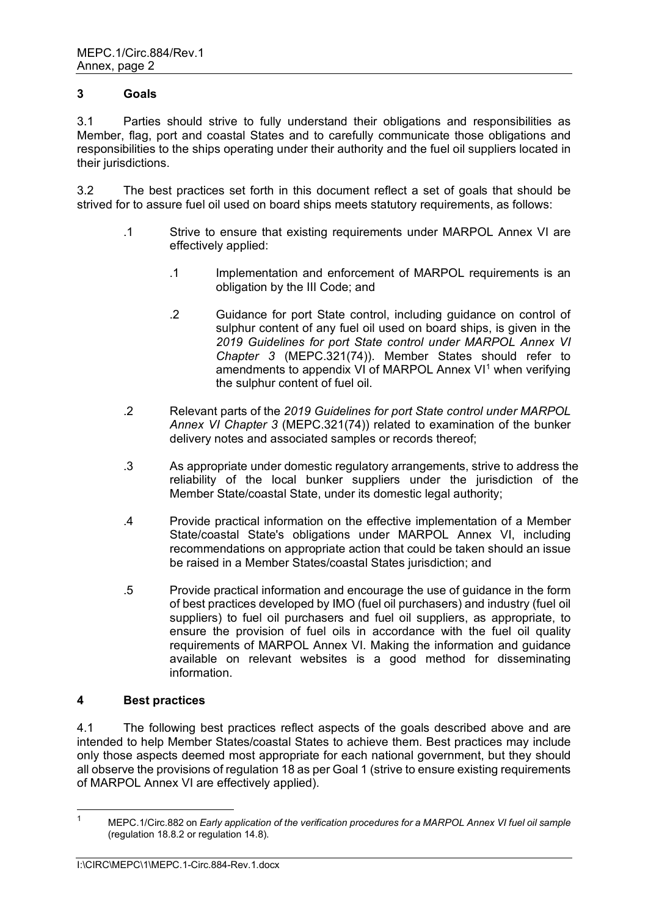## 3 Goals

3.1 Parties should strive to fully understand their obligations and responsibilities as Member, flag, port and coastal States and to carefully communicate those obligations and responsibilities to the ships operating under their authority and the fuel oil suppliers located in their jurisdictions.

3.2 The best practices set forth in this document reflect a set of goals that should be strived for to assure fuel oil used on board ships meets statutory requirements, as follows:

- .1 Strive to ensure that existing requirements under MARPOL Annex VI are effectively applied:
  - .1 Implementation and enforcement of MARPOL requirements is an obligation by the III Code; and
  - .2 Guidance for port State control, including guidance on control of sulphur content of any fuel oil used on board ships, is given in the *2019 Guidelines for port State control under MARPOL Annex VI Chapter 3* (MEPC.321(74)). Member States should refer to amendments to appendix VI of MARPOL Annex VI[1] when verifying the sulphur content of fuel oil.
- .2 Relevant parts of the *2019 Guidelines for port State control under MARPOL Annex VI Chapter 3* (MEPC.321(74)) related to examination of the bunker delivery notes and associated samples or records thereof;
- .3 As appropriate under domestic regulatory arrangements, strive to address the reliability of the local bunker suppliers under the jurisdiction of the Member State/coastal State, under its domestic legal authority;
- .4 Provide practical information on the effective implementation of a Member State/coastal State's obligations under MARPOL Annex VI, including recommendations on appropriate action that could be taken should an issue be raised in a Member States/coastal States jurisdiction; and
- .5 Provide practical information and encourage the use of guidance in the form of best practices developed by IMO (fuel oil purchasers) and industry (fuel oil suppliers) to fuel oil purchasers and fuel oil suppliers, as appropriate, to ensure the provision of fuel oils in accordance with the fuel oil quality requirements of MARPOL Annex VI. Making the information and guidance available on relevant websites is a good method for disseminating information.

## 4 Best practices

4.1 The following best practices reflect aspects of the goals described above and are intended to help Member States/coastal States to achieve them. Best practices may include only those aspects deemed most appropriate for each national government, but they should all observe the provisions of regulation 18 as per Goal 1 (strive to ensure existing requirements of MARPOL Annex VI are effectively applied).

---

[1] MEPC.1/Circ.882 on *Early application of the verification procedures for a MARPOL Annex VI fuel oil sample* (regulation 18.8.2 or regulation 14.8).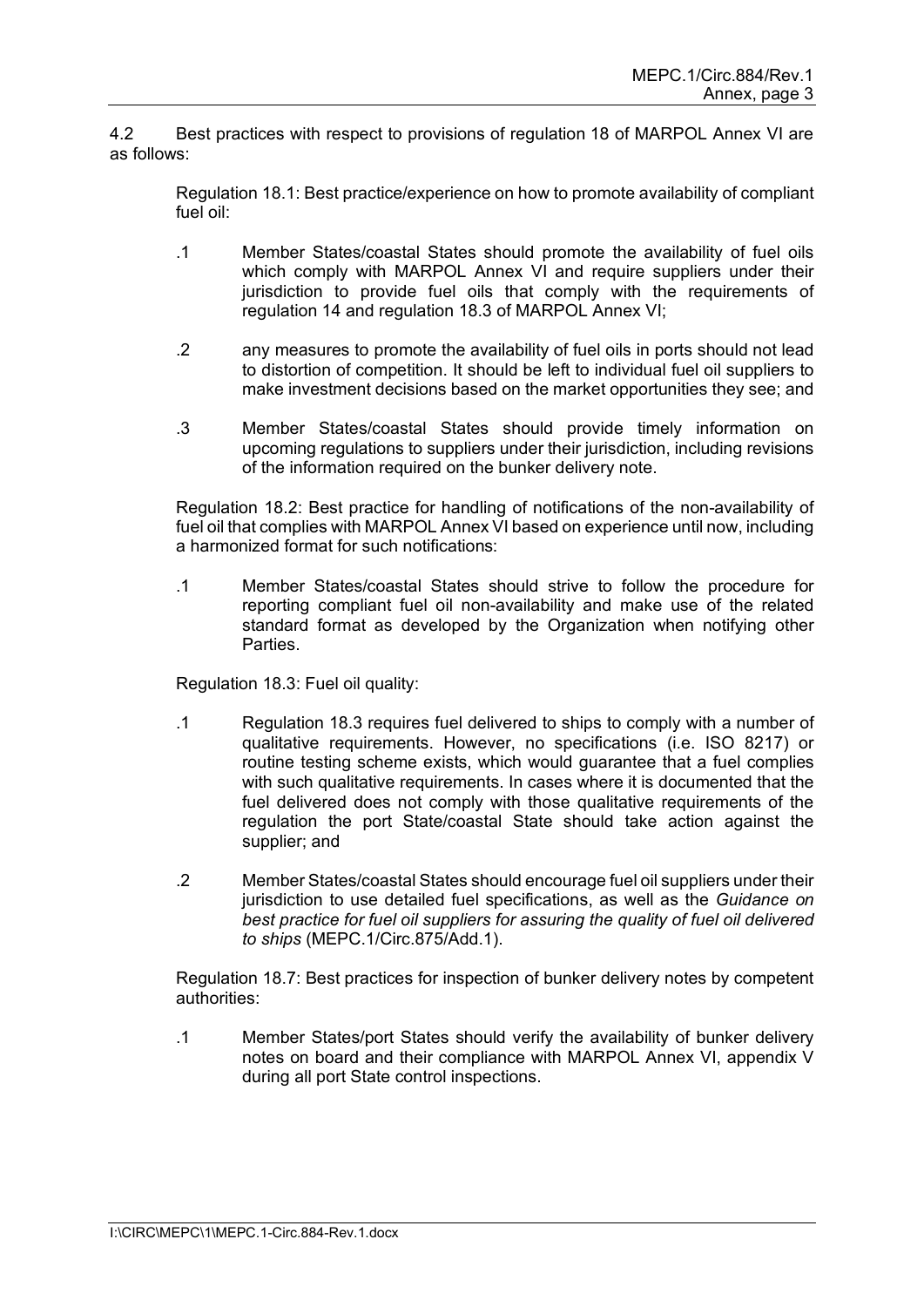4.2 Best practices with respect to provisions of regulation 18 of MARPOL Annex VI are as follows:

Regulation 18.1: Best practice/experience on how to promote availability of compliant fuel oil:

.1 Member States/coastal States should promote the availability of fuel oils which comply with MARPOL Annex VI and require suppliers under their jurisdiction to provide fuel oils that comply with the requirements of regulation 14 and regulation 18.3 of MARPOL Annex VI;

.2 any measures to promote the availability of fuel oils in ports should not lead to distortion of competition. It should be left to individual fuel oil suppliers to make investment decisions based on the market opportunities they see; and

.3 Member States/coastal States should provide timely information on upcoming regulations to suppliers under their jurisdiction, including revisions of the information required on the bunker delivery note.

Regulation 18.2: Best practice for handling of notifications of the non-availability of fuel oil that complies with MARPOL Annex VI based on experience until now, including a harmonized format for such notifications:

.1 Member States/coastal States should strive to follow the procedure for reporting compliant fuel oil non-availability and make use of the related standard format as developed by the Organization when notifying other Parties.

Regulation 18.3: Fuel oil quality:

.1 Regulation 18.3 requires fuel delivered to ships to comply with a number of qualitative requirements. However, no specifications (i.e. ISO 8217) or routine testing scheme exists, which would guarantee that a fuel complies with such qualitative requirements. In cases where it is documented that the fuel delivered does not comply with those qualitative requirements of the regulation the port State/coastal State should take action against the supplier; and

.2 Member States/coastal States should encourage fuel oil suppliers under their jurisdiction to use detailed fuel specifications, as well as the *Guidance on best practice for fuel oil suppliers for assuring the quality of fuel oil delivered to ships* (MEPC.1/Circ.875/Add.1).

Regulation 18.7: Best practices for inspection of bunker delivery notes by competent authorities:

.1 Member States/port States should verify the availability of bunker delivery notes on board and their compliance with MARPOL Annex VI, appendix V during all port State control inspections.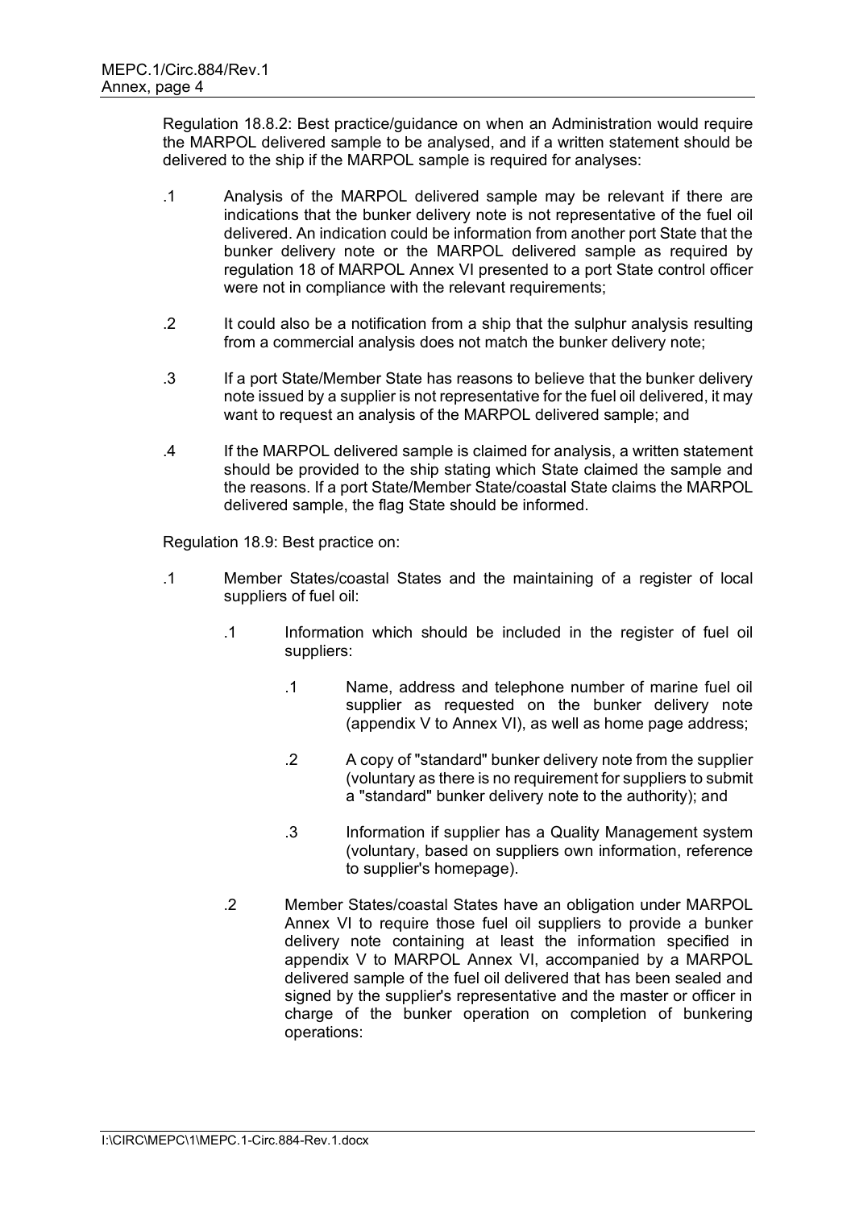Regulation 18.8.2: Best practice/guidance on when an Administration would require the MARPOL delivered sample to be analysed, and if a written statement should be delivered to the ship if the MARPOL sample is required for analyses:

.1 Analysis of the MARPOL delivered sample may be relevant if there are indications that the bunker delivery note is not representative of the fuel oil delivered. An indication could be information from another port State that the bunker delivery note or the MARPOL delivered sample as required by regulation 18 of MARPOL Annex VI presented to a port State control officer were not in compliance with the relevant requirements;

.2 It could also be a notification from a ship that the sulphur analysis resulting from a commercial analysis does not match the bunker delivery note;

.3 If a port State/Member State has reasons to believe that the bunker delivery note issued by a supplier is not representative for the fuel oil delivered, it may want to request an analysis of the MARPOL delivered sample; and

.4 If the MARPOL delivered sample is claimed for analysis, a written statement should be provided to the ship stating which State claimed the sample and the reasons. If a port State/Member State/coastal State claims the MARPOL delivered sample, the flag State should be informed.

Regulation 18.9: Best practice on:

.1 Member States/coastal States and the maintaining of a register of local suppliers of fuel oil:

  .1 Information which should be included in the register of fuel oil suppliers:

    .1 Name, address and telephone number of marine fuel oil supplier as requested on the bunker delivery note (appendix V to Annex VI), as well as home page address;

    .2 A copy of "standard" bunker delivery note from the supplier (voluntary as there is no requirement for suppliers to submit a "standard" bunker delivery note to the authority); and

    .3 Information if supplier has a Quality Management system (voluntary, based on suppliers own information, reference to supplier's homepage).

  .2 Member States/coastal States have an obligation under MARPOL Annex VI to require those fuel oil suppliers to provide a bunker delivery note containing at least the information specified in appendix V to MARPOL Annex VI, accompanied by a MARPOL delivered sample of the fuel oil delivered that has been sealed and signed by the supplier's representative and the master or officer in charge of the bunker operation on completion of bunkering operations: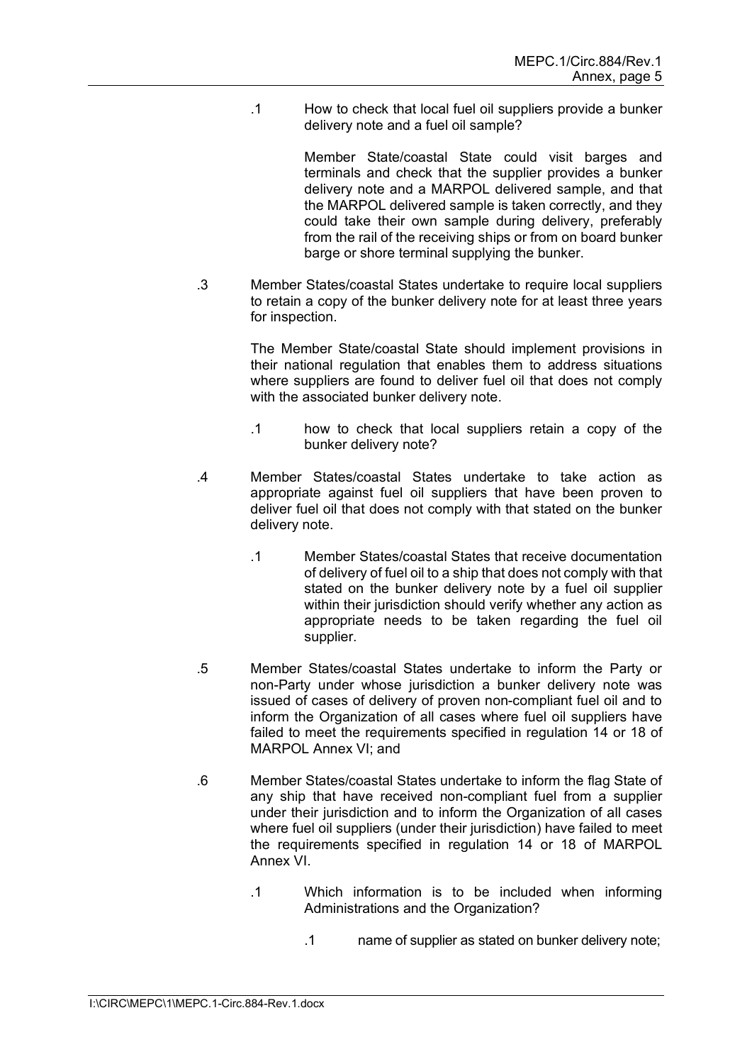.1 How to check that local fuel oil suppliers provide a bunker delivery note and a fuel oil sample?

Member State/coastal State could visit barges and terminals and check that the supplier provides a bunker delivery note and a MARPOL delivered sample, and that the MARPOL delivered sample is taken correctly, and they could take their own sample during delivery, preferably from the rail of the receiving ships or from on board bunker barge or shore terminal supplying the bunker.

.3 Member States/coastal States undertake to require local suppliers to retain a copy of the bunker delivery note for at least three years for inspection.

The Member State/coastal State should implement provisions in their national regulation that enables them to address situations where suppliers are found to deliver fuel oil that does not comply with the associated bunker delivery note.

.1 how to check that local suppliers retain a copy of the bunker delivery note?

.4 Member States/coastal States undertake to take action as appropriate against fuel oil suppliers that have been proven to deliver fuel oil that does not comply with that stated on the bunker delivery note.

.1 Member States/coastal States that receive documentation of delivery of fuel oil to a ship that does not comply with that stated on the bunker delivery note by a fuel oil supplier within their jurisdiction should verify whether any action as appropriate needs to be taken regarding the fuel oil supplier.

.5 Member States/coastal States undertake to inform the Party or non-Party under whose jurisdiction a bunker delivery note was issued of cases of delivery of proven non-compliant fuel oil and to inform the Organization of all cases where fuel oil suppliers have failed to meet the requirements specified in regulation 14 or 18 of MARPOL Annex VI; and

.6 Member States/coastal States undertake to inform the flag State of any ship that have received non-compliant fuel from a supplier under their jurisdiction and to inform the Organization of all cases where fuel oil suppliers (under their jurisdiction) have failed to meet the requirements specified in regulation 14 or 18 of MARPOL Annex VI.

.1 Which information is to be included when informing Administrations and the Organization?

.1 name of supplier as stated on bunker delivery note;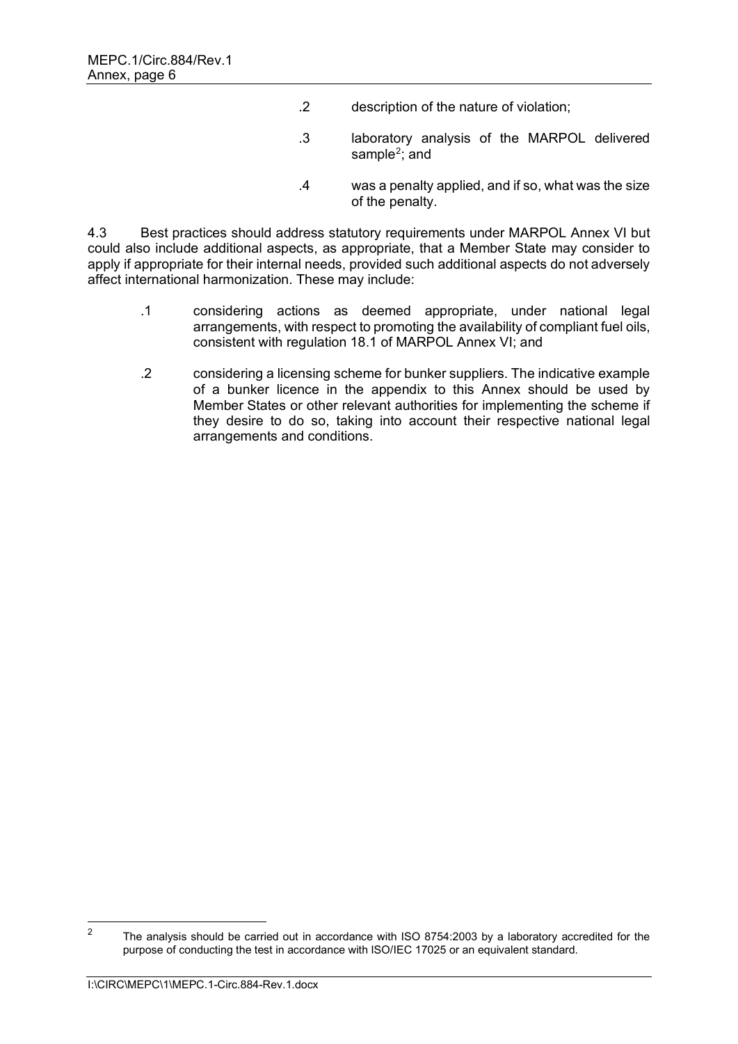.2 description of the nature of violation;

.3 laboratory analysis of the MARPOL delivered sample[2]; and

.4 was a penalty applied, and if so, what was the size of the penalty.

4.3 Best practices should address statutory requirements under MARPOL Annex VI but could also include additional aspects, as appropriate, that a Member State may consider to apply if appropriate for their internal needs, provided such additional aspects do not adversely affect international harmonization. These may include:

.1 considering actions as deemed appropriate, under national legal arrangements, with respect to promoting the availability of compliant fuel oils, consistent with regulation 18.1 of MARPOL Annex VI; and

.2 considering a licensing scheme for bunker suppliers. The indicative example of a bunker licence in the appendix to this Annex should be used by Member States or other relevant authorities for implementing the scheme if they desire to do so, taking into account their respective national legal arrangements and conditions.

---

[2] The analysis should be carried out in accordance with ISO 8754:2003 by a laboratory accredited for the purpose of conducting the test in accordance with ISO/IEC 17025 or an equivalent standard.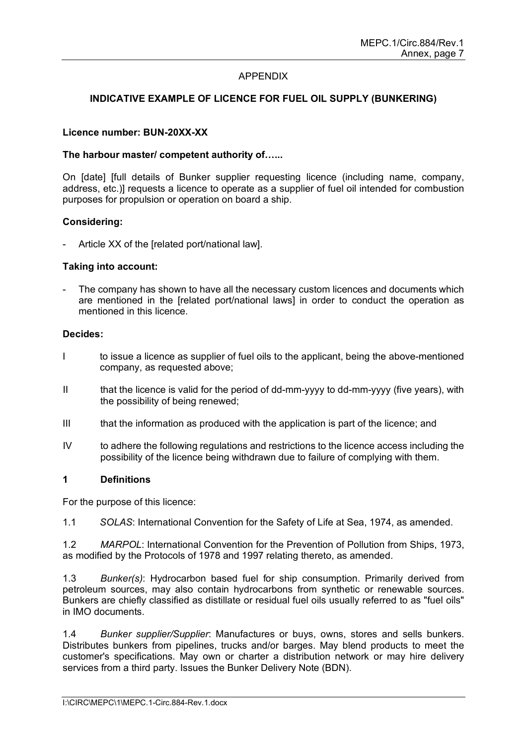## APPENDIX

### INDICATIVE EXAMPLE OF LICENCE FOR FUEL OIL SUPPLY (BUNKERING)

**Licence number: BUN-20XX-XX**

**The harbour master/ competent authority of…...**

On [date] [full details of Bunker supplier requesting licence (including name, company, address, etc.)] requests a licence to operate as a supplier of fuel oil intended for combustion purposes for propulsion or operation on board a ship.

**Considering:**

- Article XX of the [related port/national law].

**Taking into account:**

- The company has shown to have all the necessary custom licences and documents which are mentioned in the [related port/national laws] in order to conduct the operation as mentioned in this licence.

**Decides:**

I to issue a licence as supplier of fuel oils to the applicant, being the above-mentioned company, as requested above;

II that the licence is valid for the period of dd-mm-yyyy to dd-mm-yyyy (five years), with the possibility of being renewed;

III that the information as produced with the application is part of the licence; and

IV to adhere the following regulations and restrictions to the licence access including the possibility of the licence being withdrawn due to failure of complying with them.

#### 1 Definitions

For the purpose of this licence:

1.1 *SOLAS*: International Convention for the Safety of Life at Sea, 1974, as amended.

1.2 *MARPOL*: International Convention for the Prevention of Pollution from Ships, 1973, as modified by the Protocols of 1978 and 1997 relating thereto, as amended.

1.3 *Bunker(s)*: Hydrocarbon based fuel for ship consumption. Primarily derived from petroleum sources, may also contain hydrocarbons from synthetic or renewable sources. Bunkers are chiefly classified as distillate or residual fuel oils usually referred to as "fuel oils" in IMO documents.

1.4 *Bunker supplier/Supplier*: Manufactures or buys, owns, stores and sells bunkers. Distributes bunkers from pipelines, trucks and/or barges. May blend products to meet the customer's specifications. May own or charter a distribution network or may hire delivery services from a third party. Issues the Bunker Delivery Note (BDN).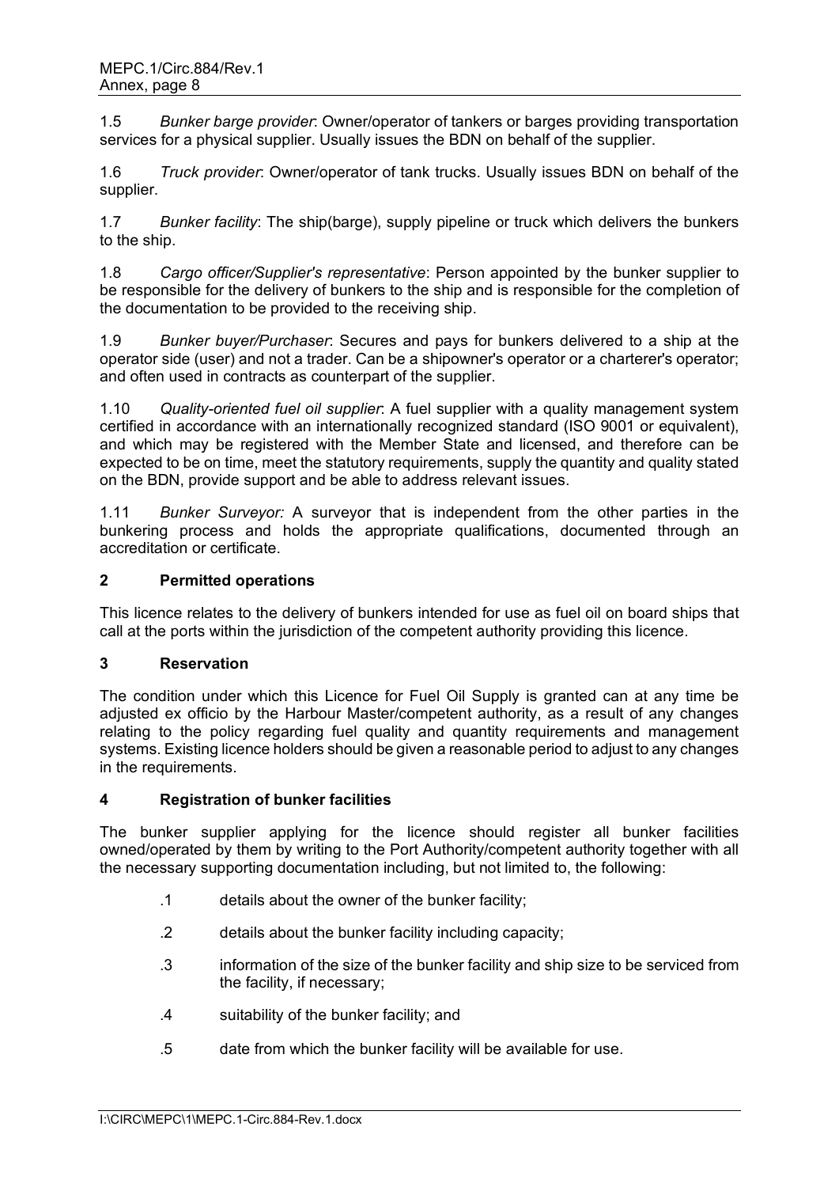1.5 *Bunker barge provider*: Owner/operator of tankers or barges providing transportation services for a physical supplier. Usually issues the BDN on behalf of the supplier.

1.6 *Truck provider*: Owner/operator of tank trucks. Usually issues BDN on behalf of the supplier.

1.7 *Bunker facility*: The ship(barge), supply pipeline or truck which delivers the bunkers to the ship.

1.8 *Cargo officer/Supplier's representative*: Person appointed by the bunker supplier to be responsible for the delivery of bunkers to the ship and is responsible for the completion of the documentation to be provided to the receiving ship.

1.9 *Bunker buyer/Purchaser*: Secures and pays for bunkers delivered to a ship at the operator side (user) and not a trader. Can be a shipowner's operator or a charterer's operator; and often used in contracts as counterpart of the supplier.

1.10 *Quality-oriented fuel oil supplier*: A fuel supplier with a quality management system certified in accordance with an internationally recognized standard (ISO 9001 or equivalent), and which may be registered with the Member State and licensed, and therefore can be expected to be on time, meet the statutory requirements, supply the quantity and quality stated on the BDN, provide support and be able to address relevant issues.

1.11 *Bunker Surveyor:* A surveyor that is independent from the other parties in the bunkering process and holds the appropriate qualifications, documented through an accreditation or certificate.

## 2 Permitted operations

This licence relates to the delivery of bunkers intended for use as fuel oil on board ships that call at the ports within the jurisdiction of the competent authority providing this licence.

## 3 Reservation

The condition under which this Licence for Fuel Oil Supply is granted can at any time be adjusted ex officio by the Harbour Master/competent authority, as a result of any changes relating to the policy regarding fuel quality and quantity requirements and management systems. Existing licence holders should be given a reasonable period to adjust to any changes in the requirements.

## 4 Registration of bunker facilities

The bunker supplier applying for the licence should register all bunker facilities owned/operated by them by writing to the Port Authority/competent authority together with all the necessary supporting documentation including, but not limited to, the following:

.1 details about the owner of the bunker facility;

.2 details about the bunker facility including capacity;

.3 information of the size of the bunker facility and ship size to be serviced from the facility, if necessary;

.4 suitability of the bunker facility; and

.5 date from which the bunker facility will be available for use.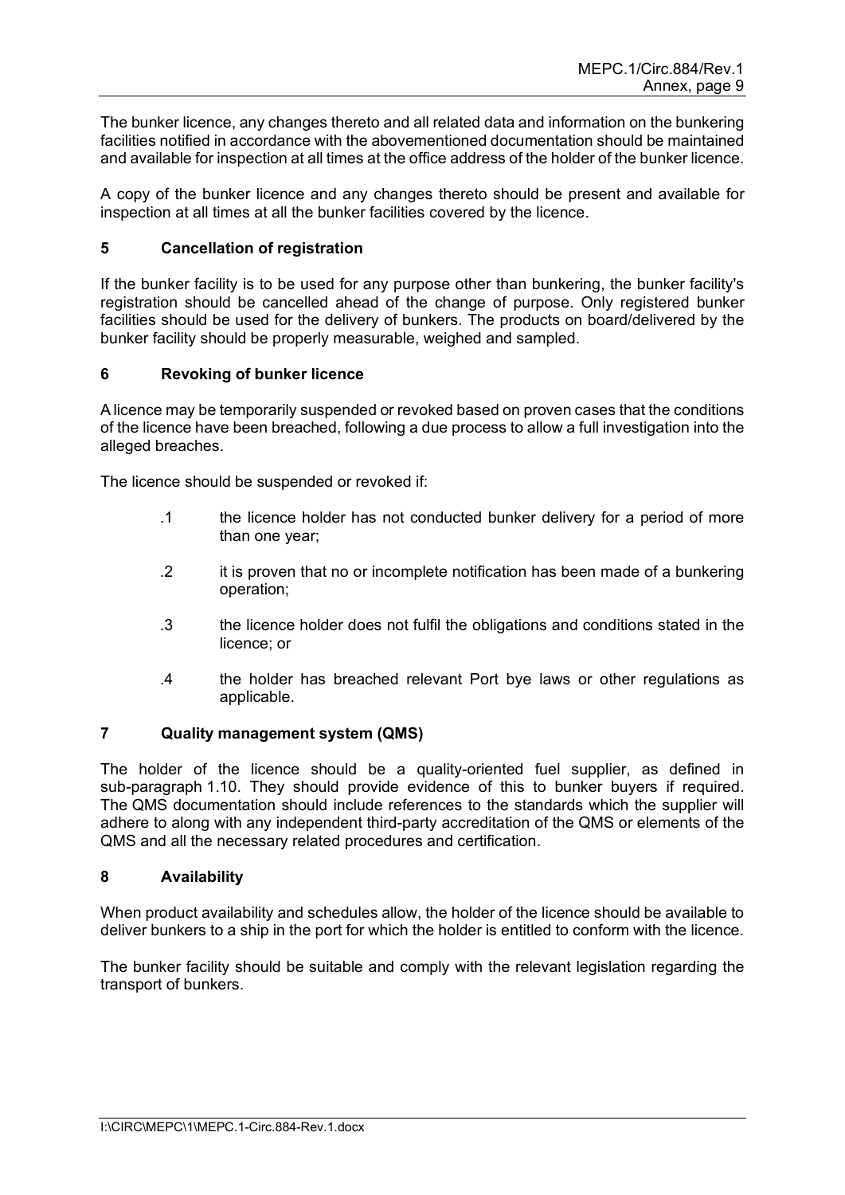The bunker licence, any changes thereto and all related data and information on the bunkering facilities notified in accordance with the abovementioned documentation should be maintained and available for inspection at all times at the office address of the holder of the bunker licence.

A copy of the bunker licence and any changes thereto should be present and available for inspection at all times at all the bunker facilities covered by the licence.

## 5 Cancellation of registration

If the bunker facility is to be used for any purpose other than bunkering, the bunker facility's registration should be cancelled ahead of the change of purpose. Only registered bunker facilities should be used for the delivery of bunkers. The products on board/delivered by the bunker facility should be properly measurable, weighed and sampled.

## 6 Revoking of bunker licence

A licence may be temporarily suspended or revoked based on proven cases that the conditions of the licence have been breached, following a due process to allow a full investigation into the alleged breaches.

The licence should be suspended or revoked if:

.1 the licence holder has not conducted bunker delivery for a period of more than one year;

.2 it is proven that no or incomplete notification has been made of a bunkering operation;

.3 the licence holder does not fulfil the obligations and conditions stated in the licence; or

.4 the holder has breached relevant Port bye laws or other regulations as applicable.

## 7 Quality management system (QMS)

The holder of the licence should be a quality-oriented fuel supplier, as defined in sub-paragraph 1.10. They should provide evidence of this to bunker buyers if required. The QMS documentation should include references to the standards which the supplier will adhere to along with any independent third-party accreditation of the QMS or elements of the QMS and all the necessary related procedures and certification.

## 8 Availability

When product availability and schedules allow, the holder of the licence should be available to deliver bunkers to a ship in the port for which the holder is entitled to conform with the licence.

The bunker facility should be suitable and comply with the relevant legislation regarding the transport of bunkers.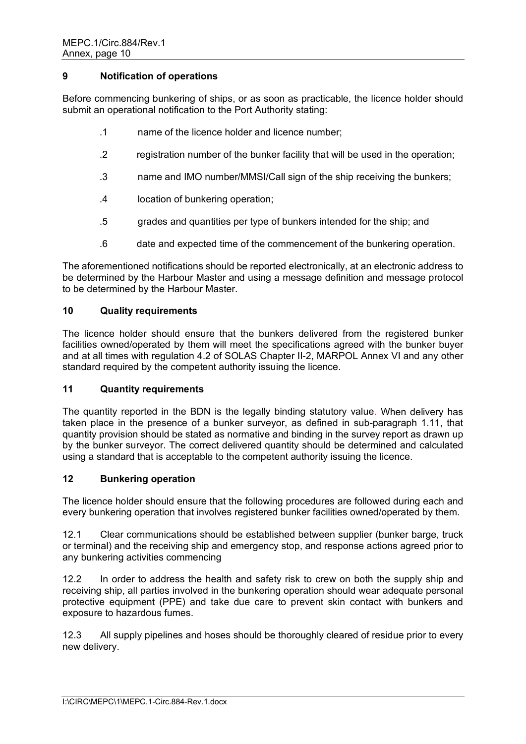## 9 Notification of operations

Before commencing bunkering of ships, or as soon as practicable, the licence holder should submit an operational notification to the Port Authority stating:

.1 name of the licence holder and licence number;

.2 registration number of the bunker facility that will be used in the operation;

.3 name and IMO number/MMSI/Call sign of the ship receiving the bunkers;

.4 location of bunkering operation;

.5 grades and quantities per type of bunkers intended for the ship; and

.6 date and expected time of the commencement of the bunkering operation.

The aforementioned notifications should be reported electronically, at an electronic address to be determined by the Harbour Master and using a message definition and message protocol to be determined by the Harbour Master.

## 10 Quality requirements

The licence holder should ensure that the bunkers delivered from the registered bunker facilities owned/operated by them will meet the specifications agreed with the bunker buyer and at all times with regulation 4.2 of SOLAS Chapter II-2, MARPOL Annex VI and any other standard required by the competent authority issuing the licence.

## 11 Quantity requirements

The quantity reported in the BDN is the legally binding statutory value. When delivery has taken place in the presence of a bunker surveyor, as defined in sub-paragraph 1.11, that quantity provision should be stated as normative and binding in the survey report as drawn up by the bunker surveyor. The correct delivered quantity should be determined and calculated using a standard that is acceptable to the competent authority issuing the licence.

## 12 Bunkering operation

The licence holder should ensure that the following procedures are followed during each and every bunkering operation that involves registered bunker facilities owned/operated by them.

12.1 Clear communications should be established between supplier (bunker barge, truck or terminal) and the receiving ship and emergency stop, and response actions agreed prior to any bunkering activities commencing

12.2 In order to address the health and safety risk to crew on both the supply ship and receiving ship, all parties involved in the bunkering operation should wear adequate personal protective equipment (PPE) and take due care to prevent skin contact with bunkers and exposure to hazardous fumes.

12.3 All supply pipelines and hoses should be thoroughly cleared of residue prior to every new delivery.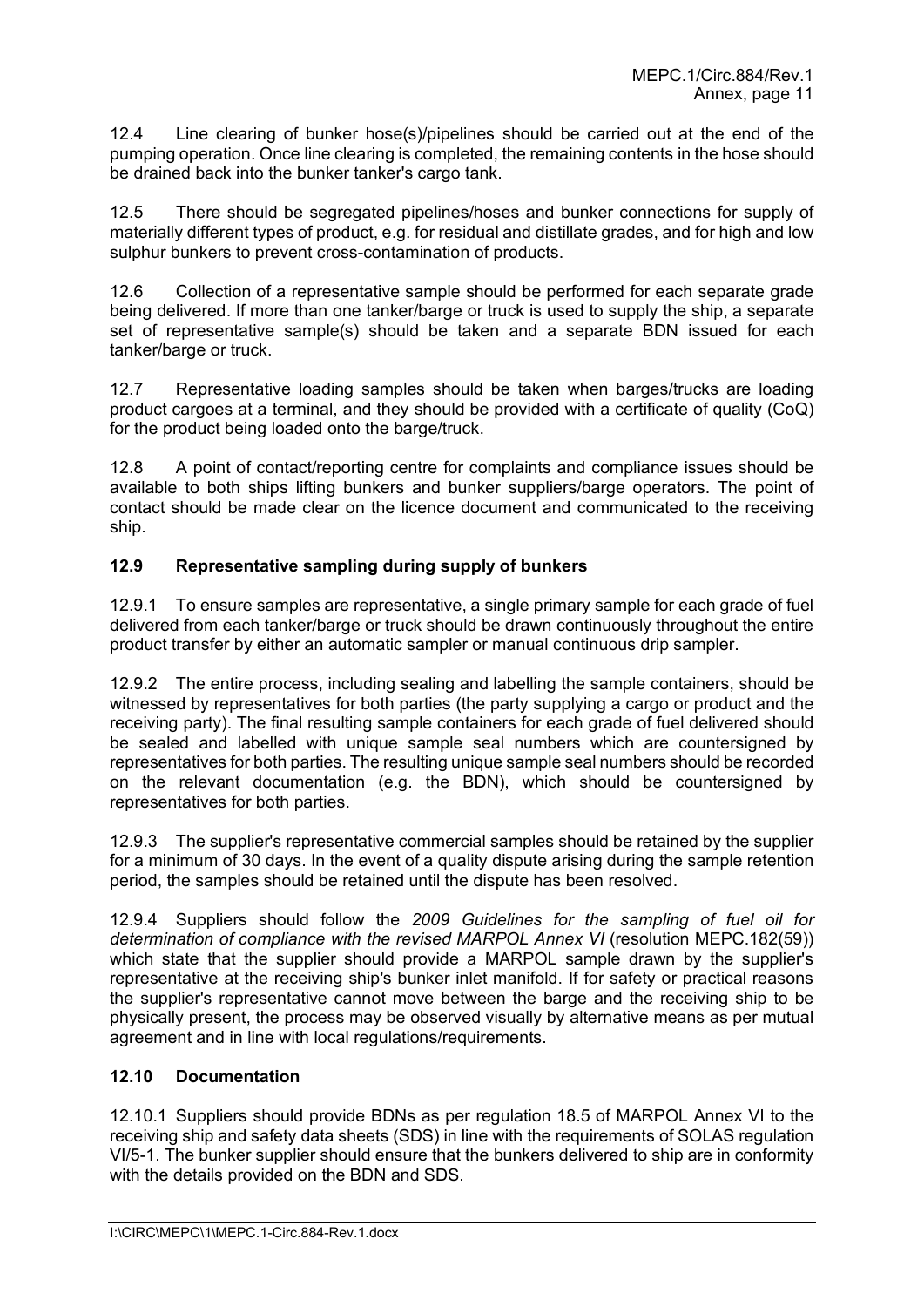12.4 Line clearing of bunker hose(s)/pipelines should be carried out at the end of the pumping operation. Once line clearing is completed, the remaining contents in the hose should be drained back into the bunker tanker's cargo tank.

12.5 There should be segregated pipelines/hoses and bunker connections for supply of materially different types of product, e.g. for residual and distillate grades, and for high and low sulphur bunkers to prevent cross-contamination of products.

12.6 Collection of a representative sample should be performed for each separate grade being delivered. If more than one tanker/barge or truck is used to supply the ship, a separate set of representative sample(s) should be taken and a separate BDN issued for each tanker/barge or truck.

12.7 Representative loading samples should be taken when barges/trucks are loading product cargoes at a terminal, and they should be provided with a certificate of quality (CoQ) for the product being loaded onto the barge/truck.

12.8 A point of contact/reporting centre for complaints and compliance issues should be available to both ships lifting bunkers and bunker suppliers/barge operators. The point of contact should be made clear on the licence document and communicated to the receiving ship.

### 12.9 Representative sampling during supply of bunkers

12.9.1 To ensure samples are representative, a single primary sample for each grade of fuel delivered from each tanker/barge or truck should be drawn continuously throughout the entire product transfer by either an automatic sampler or manual continuous drip sampler.

12.9.2 The entire process, including sealing and labelling the sample containers, should be witnessed by representatives for both parties (the party supplying a cargo or product and the receiving party). The final resulting sample containers for each grade of fuel delivered should be sealed and labelled with unique sample seal numbers which are countersigned by representatives for both parties. The resulting unique sample seal numbers should be recorded on the relevant documentation (e.g. the BDN), which should be countersigned by representatives for both parties.

12.9.3 The supplier's representative commercial samples should be retained by the supplier for a minimum of 30 days. In the event of a quality dispute arising during the sample retention period, the samples should be retained until the dispute has been resolved.

12.9.4 Suppliers should follow the *2009 Guidelines for the sampling of fuel oil for determination of compliance with the revised MARPOL Annex VI* (resolution MEPC.182(59)) which state that the supplier should provide a MARPOL sample drawn by the supplier's representative at the receiving ship's bunker inlet manifold. If for safety or practical reasons the supplier's representative cannot move between the barge and the receiving ship to be physically present, the process may be observed visually by alternative means as per mutual agreement and in line with local regulations/requirements.

### 12.10 Documentation

12.10.1 Suppliers should provide BDNs as per regulation 18.5 of MARPOL Annex VI to the receiving ship and safety data sheets (SDS) in line with the requirements of SOLAS regulation VI/5-1. The bunker supplier should ensure that the bunkers delivered to ship are in conformity with the details provided on the BDN and SDS.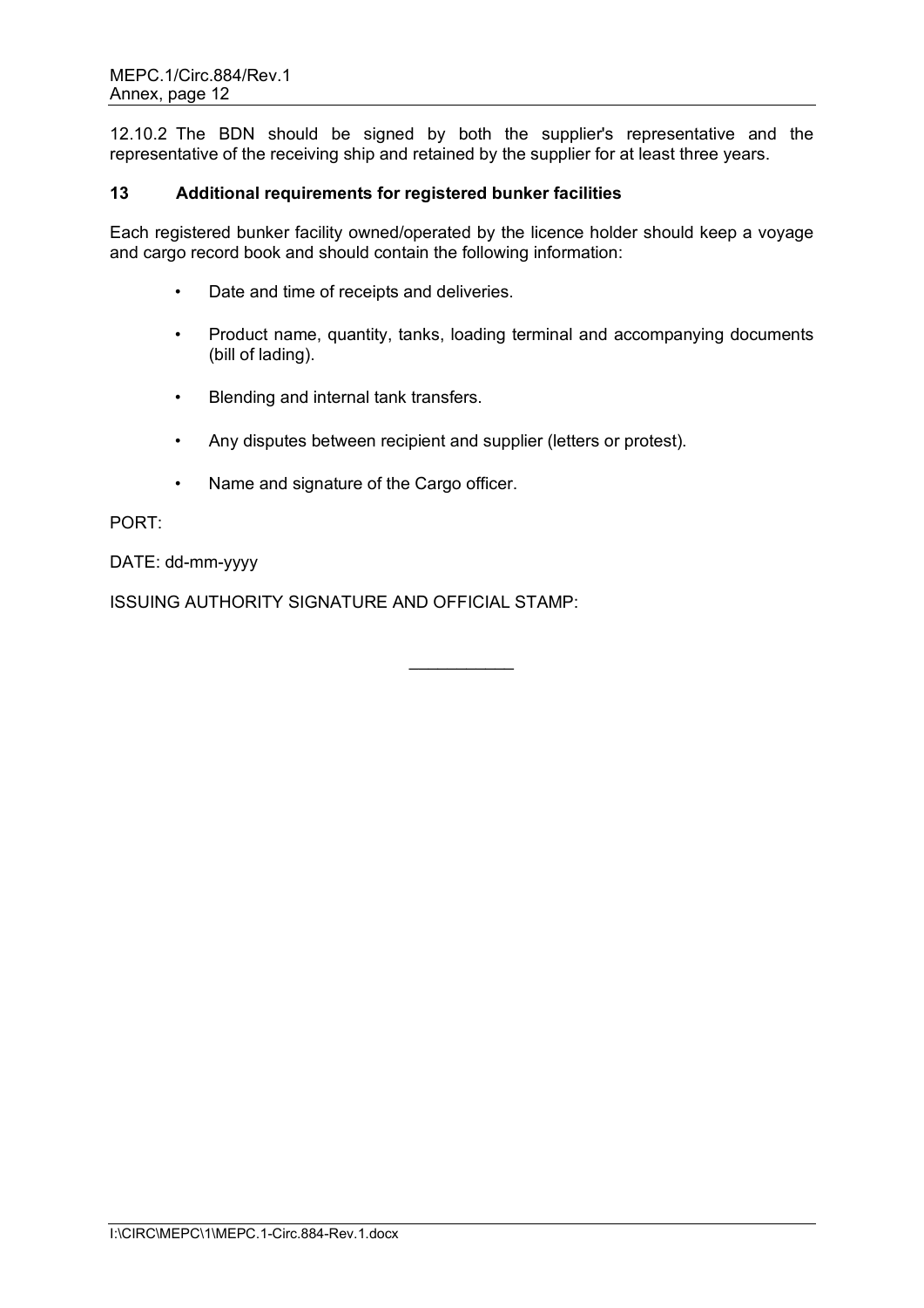12.10.2 The BDN should be signed by both the supplier's representative and the representative of the receiving ship and retained by the supplier for at least three years.

## 13 Additional requirements for registered bunker facilities

Each registered bunker facility owned/operated by the licence holder should keep a voyage and cargo record book and should contain the following information:

- Date and time of receipts and deliveries.
- Product name, quantity, tanks, loading terminal and accompanying documents (bill of lading).
- Blending and internal tank transfers.
- Any disputes between recipient and supplier (letters or protest).
- Name and signature of the Cargo officer.

PORT:

DATE: dd-mm-yyyy

ISSUING AUTHORITY SIGNATURE AND OFFICIAL STAMP:

___________